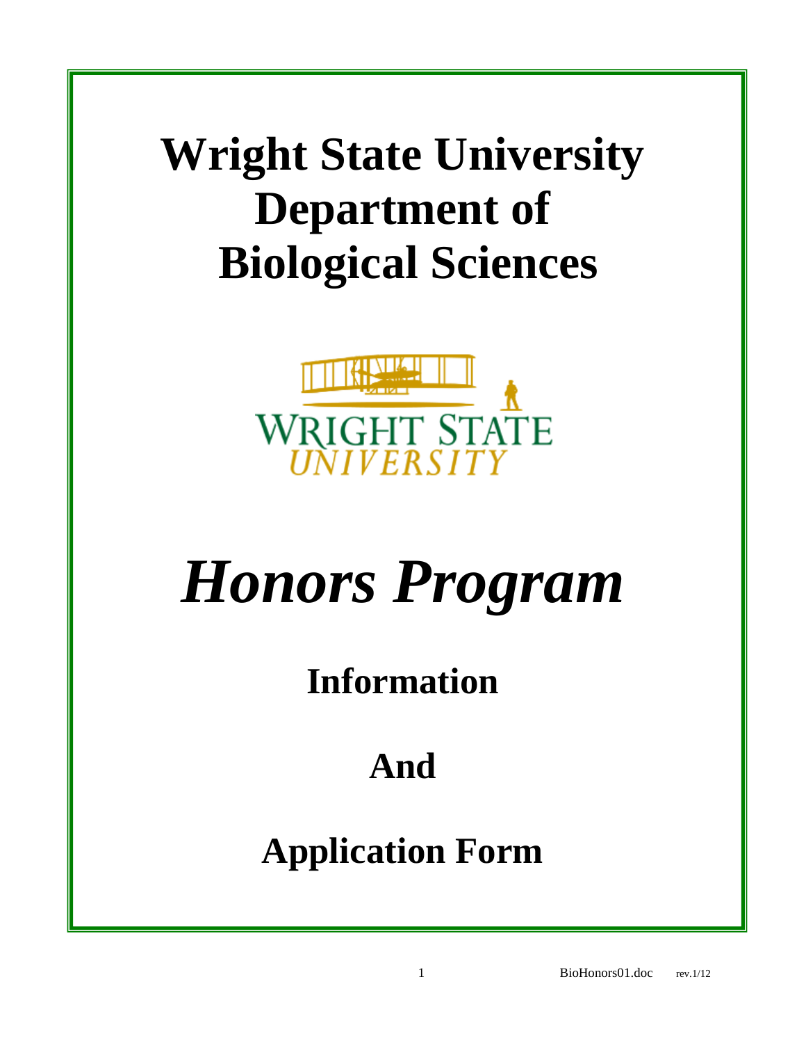# Wright State University Department of Biological Sciences

# *Honors Program*

## Information

## And

## Application Form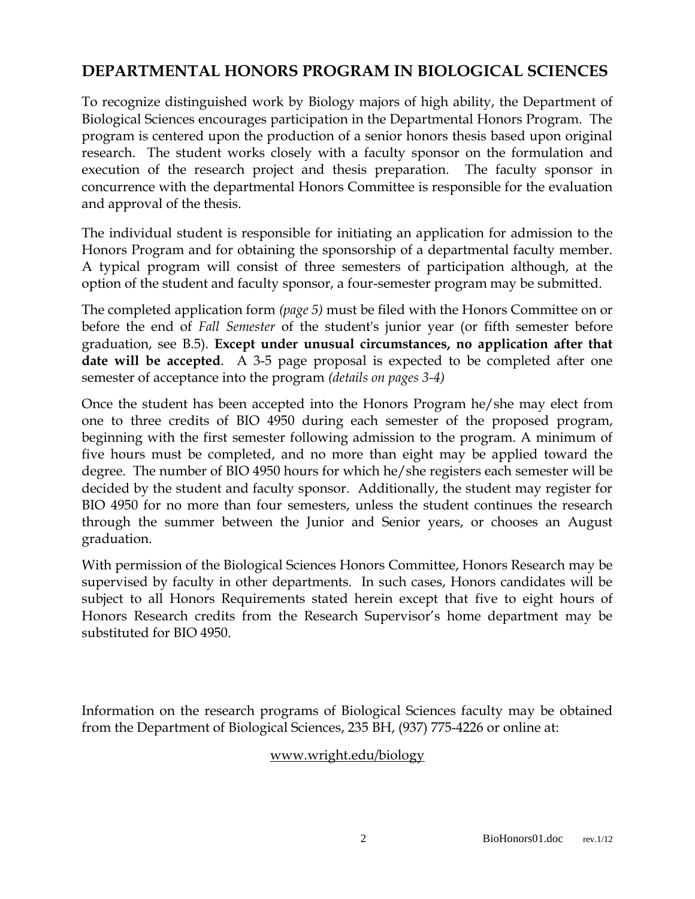## DEPARTMENTAL HONORS PROGRAM IN BIOLOGICAL SCIENCES

To recognize distinguished work by Biology majors of high ability, the Department of Biological Sciences encourages participation in the Departmental Honors Program. The program is centered upon the production of a senior honors thesis based upon original research. The student works closely with a faculty sponsor on the formulation and execution of the research project and thesis preparation. The faculty sponsor in concurrence with the departmental Honors Committee is responsible for the evaluation and approval of the thesis.

The individual student is responsible for initiating an application for admission to the Honors Program and for obtaining the sponsorship of a departmental faculty member. A typical program will consist of three semesters of participation although, at the option of the student and faculty sponsor, a four-semester program may be submitted.

The completed application form *(page 5)* must be filed with the Honors Committee on or before the end of *Fall Semester* of the student's junior year (or fifth semester before graduation, see B.5). **Except under unusual circumstances, no application after that date will be accepted**. A 3-5 page proposal is expected to be completed after one semester of acceptance into the program *(details on pages 3-4)*

Once the student has been accepted into the Honors Program he/she may elect from one to three credits of BIO 4950 during each semester of the proposed program, beginning with the first semester following admission to the program. A minimum of five hours must be completed, and no more than eight may be applied toward the degree. The number of BIO 4950 hours for which he/she registers each semester will be decided by the student and faculty sponsor. Additionally, the student may register for BIO 4950 for no more than four semesters, unless the student continues the research through the summer between the Junior and Senior years, or chooses an August graduation.

With permission of the Biological Sciences Honors Committee, Honors Research may be supervised by faculty in other departments. In such cases, Honors candidates will be subject to all Honors Requirements stated herein except that five to eight hours of Honors Research credits from the Research Supervisor's home department may be substituted for BIO 4950.

Information on the research programs of Biological Sciences faculty may be obtained from the Department of Biological Sciences, 235 BH, (937) 775-4226 or online at:

www.wright.edu/biology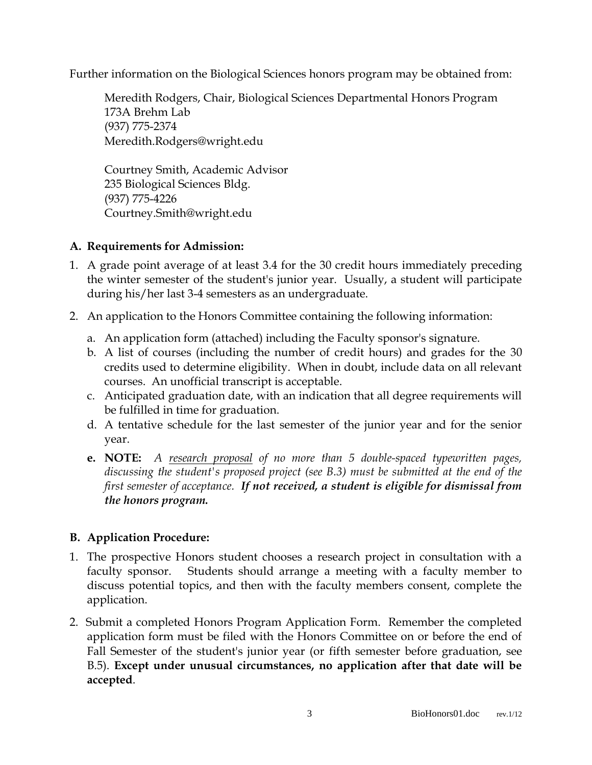Further information on the Biological Sciences honors program may be obtained from:

Meredith Rodgers, Chair, Biological Sciences Departmental Honors Program
173A Brehm Lab
(937) 775-2374
Meredith.Rodgers@wright.edu

Courtney Smith, Academic Advisor
235 Biological Sciences Bldg.
(937) 775-4226
Courtney.Smith@wright.edu

## A. Requirements for Admission:

1. A grade point average of at least 3.4 for the 30 credit hours immediately preceding the winter semester of the student's junior year. Usually, a student will participate during his/her last 3-4 semesters as an undergraduate.

2. An application to the Honors Committee containing the following information:

   a. An application form (attached) including the Faculty sponsor's signature.
   b. A list of courses (including the number of credit hours) and grades for the 30 credits used to determine eligibility. When in doubt, include data on all relevant courses. An unofficial transcript is acceptable.
   c. Anticipated graduation date, with an indication that all degree requirements will be fulfilled in time for graduation.
   d. A tentative schedule for the last semester of the junior year and for the senior year.
   e. **NOTE:** *A <u>research proposal</u> of no more than 5 double-spaced typewritten pages, discussing the student's proposed project (see B.3) must be submitted at the end of the first semester of acceptance.* ***If not received, a student is eligible for dismissal from the honors program.***

## B. Application Procedure:

1. The prospective Honors student chooses a research project in consultation with a faculty sponsor. Students should arrange a meeting with a faculty member to discuss potential topics, and then with the faculty members consent, complete the application.

2. Submit a completed Honors Program Application Form. Remember the completed application form must be filed with the Honors Committee on or before the end of Fall Semester of the student's junior year (or fifth semester before graduation, see B.5). **Except under unusual circumstances, no application after that date will be accepted**.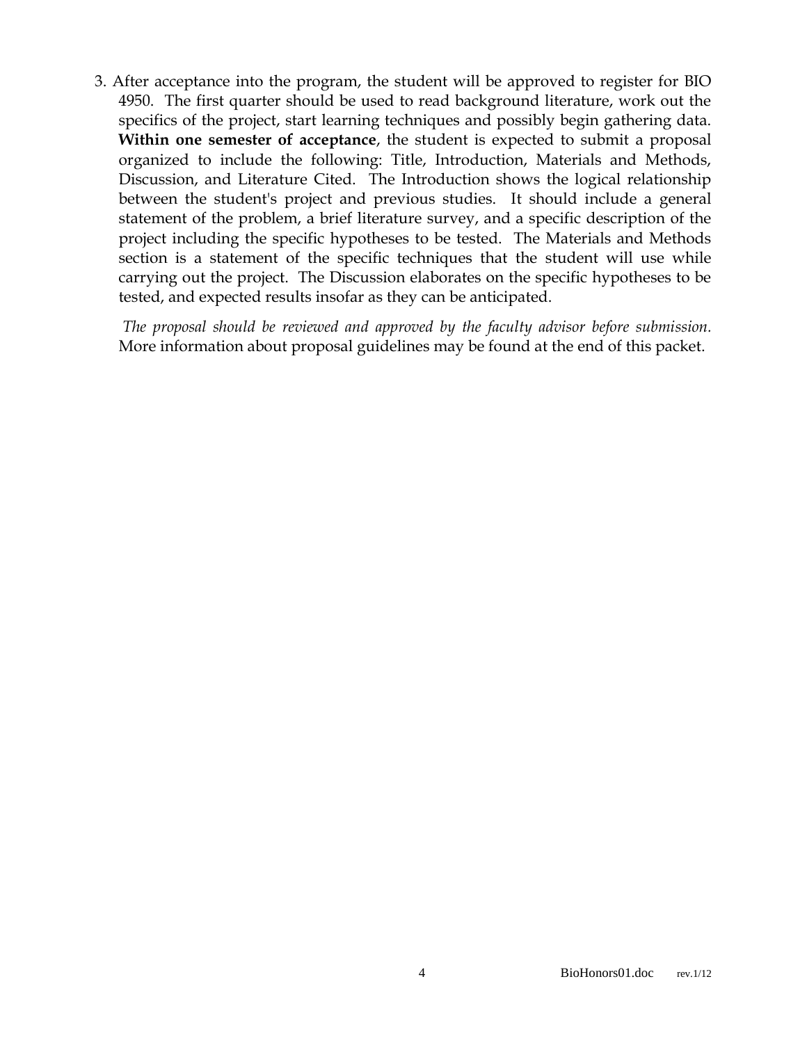3. After acceptance into the program, the student will be approved to register for BIO 4950. The first quarter should be used to read background literature, work out the specifics of the project, start learning techniques and possibly begin gathering data. **Within one semester of acceptance**, the student is expected to submit a proposal organized to include the following: Title, Introduction, Materials and Methods, Discussion, and Literature Cited. The Introduction shows the logical relationship between the student's project and previous studies. It should include a general statement of the problem, a brief literature survey, and a specific description of the project including the specific hypotheses to be tested. The Materials and Methods section is a statement of the specific techniques that the student will use while carrying out the project. The Discussion elaborates on the specific hypotheses to be tested, and expected results insofar as they can be anticipated.

   *The proposal should be reviewed and approved by the faculty advisor before submission*. More information about proposal guidelines may be found at the end of this packet.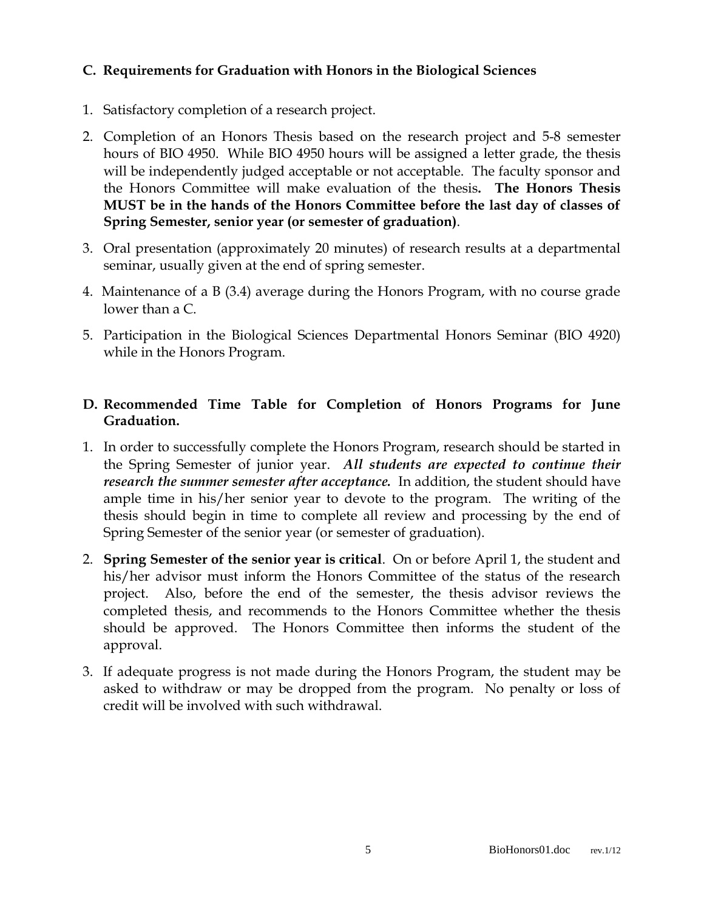### C. Requirements for Graduation with Honors in the Biological Sciences

1. Satisfactory completion of a research project.
2. Completion of an Honors Thesis based on the research project and 5-8 semester hours of BIO 4950. While BIO 4950 hours will be assigned a letter grade, the thesis will be independently judged acceptable or not acceptable. The faculty sponsor and the Honors Committee will make evaluation of the thesis**. The Honors Thesis MUST be in the hands of the Honors Committee before the last day of classes of Spring Semester, senior year (or semester of graduation)**.
3. Oral presentation (approximately 20 minutes) of research results at a departmental seminar, usually given at the end of spring semester.
4. Maintenance of a B (3.4) average during the Honors Program, with no course grade lower than a C.
5. Participation in the Biological Sciences Departmental Honors Seminar (BIO 4920) while in the Honors Program.

### D. Recommended Time Table for Completion of Honors Programs for June Graduation.

1. In order to successfully complete the Honors Program, research should be started in the Spring Semester of junior year. ***All students are expected to continue their research the summer semester after acceptance.*** In addition, the student should have ample time in his/her senior year to devote to the program. The writing of the thesis should begin in time to complete all review and processing by the end of Spring Semester of the senior year (or semester of graduation).
2. **Spring Semester of the senior year is critical**. On or before April 1, the student and his/her advisor must inform the Honors Committee of the status of the research project. Also, before the end of the semester, the thesis advisor reviews the completed thesis, and recommends to the Honors Committee whether the thesis should be approved. The Honors Committee then informs the student of the approval.
3. If adequate progress is not made during the Honors Program, the student may be asked to withdraw or may be dropped from the program. No penalty or loss of credit will be involved with such withdrawal.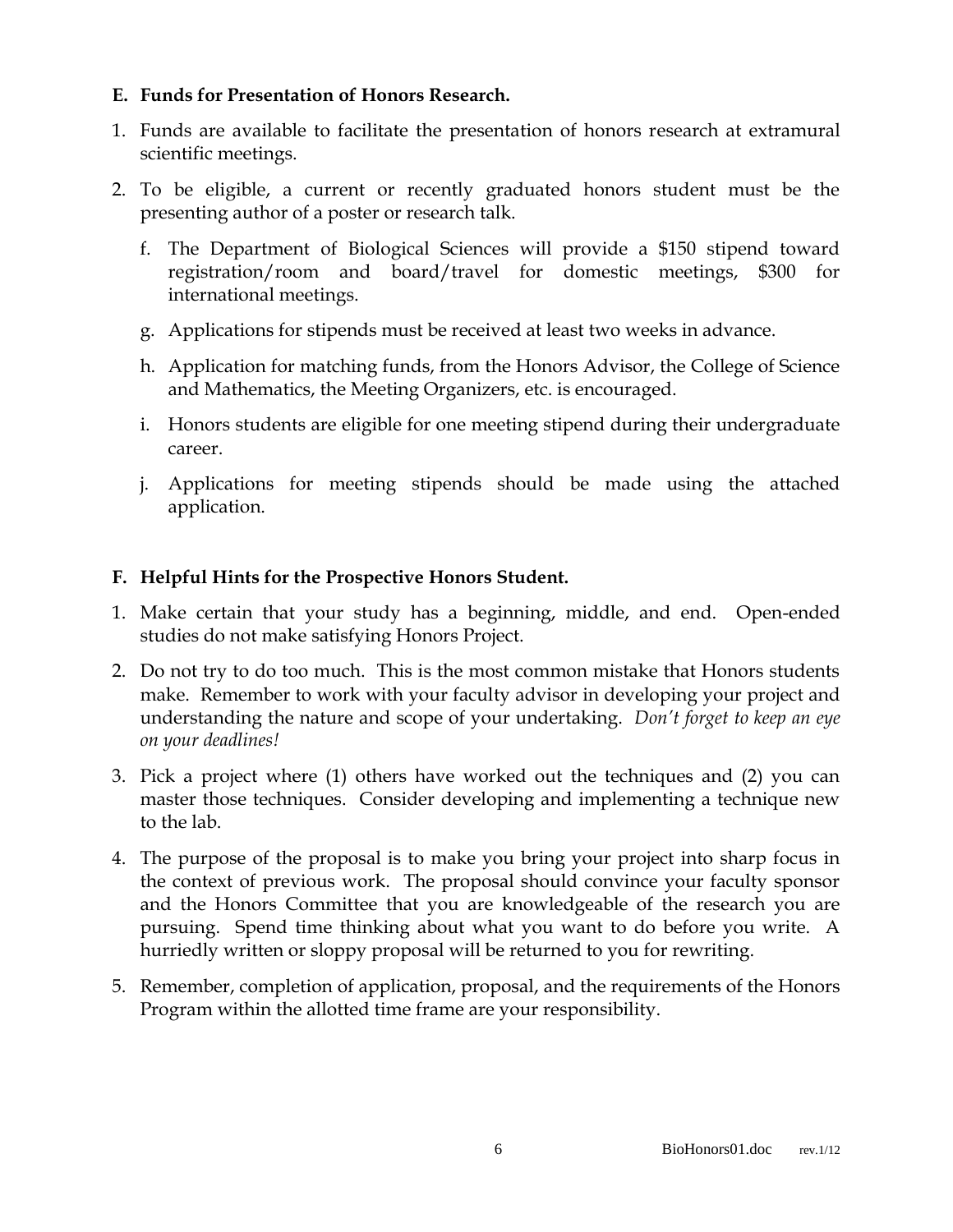**E. Funds for Presentation of Honors Research.**

1. Funds are available to facilitate the presentation of honors research at extramural scientific meetings.

2. To be eligible, a current or recently graduated honors student must be the presenting author of a poster or research talk.

   f. The Department of Biological Sciences will provide a $150 stipend toward registration/room and board/travel for domestic meetings, $300 for international meetings.

   g. Applications for stipends must be received at least two weeks in advance.

   h. Application for matching funds, from the Honors Advisor, the College of Science and Mathematics, the Meeting Organizers, etc. is encouraged.

   i. Honors students are eligible for one meeting stipend during their undergraduate career.

   j. Applications for meeting stipends should be made using the attached application.

**F. Helpful Hints for the Prospective Honors Student.**

1. Make certain that your study has a beginning, middle, and end. Open-ended studies do not make satisfying Honors Project.

2. Do not try to do too much. This is the most common mistake that Honors students make. Remember to work with your faculty advisor in developing your project and understanding the nature and scope of your undertaking. *Don't forget to keep an eye on your deadlines!*

3. Pick a project where (1) others have worked out the techniques and (2) you can master those techniques. Consider developing and implementing a technique new to the lab.

4. The purpose of the proposal is to make you bring your project into sharp focus in the context of previous work. The proposal should convince your faculty sponsor and the Honors Committee that you are knowledgeable of the research you are pursuing. Spend time thinking about what you want to do before you write. A hurriedly written or sloppy proposal will be returned to you for rewriting.

5. Remember, completion of application, proposal, and the requirements of the Honors Program within the allotted time frame are your responsibility.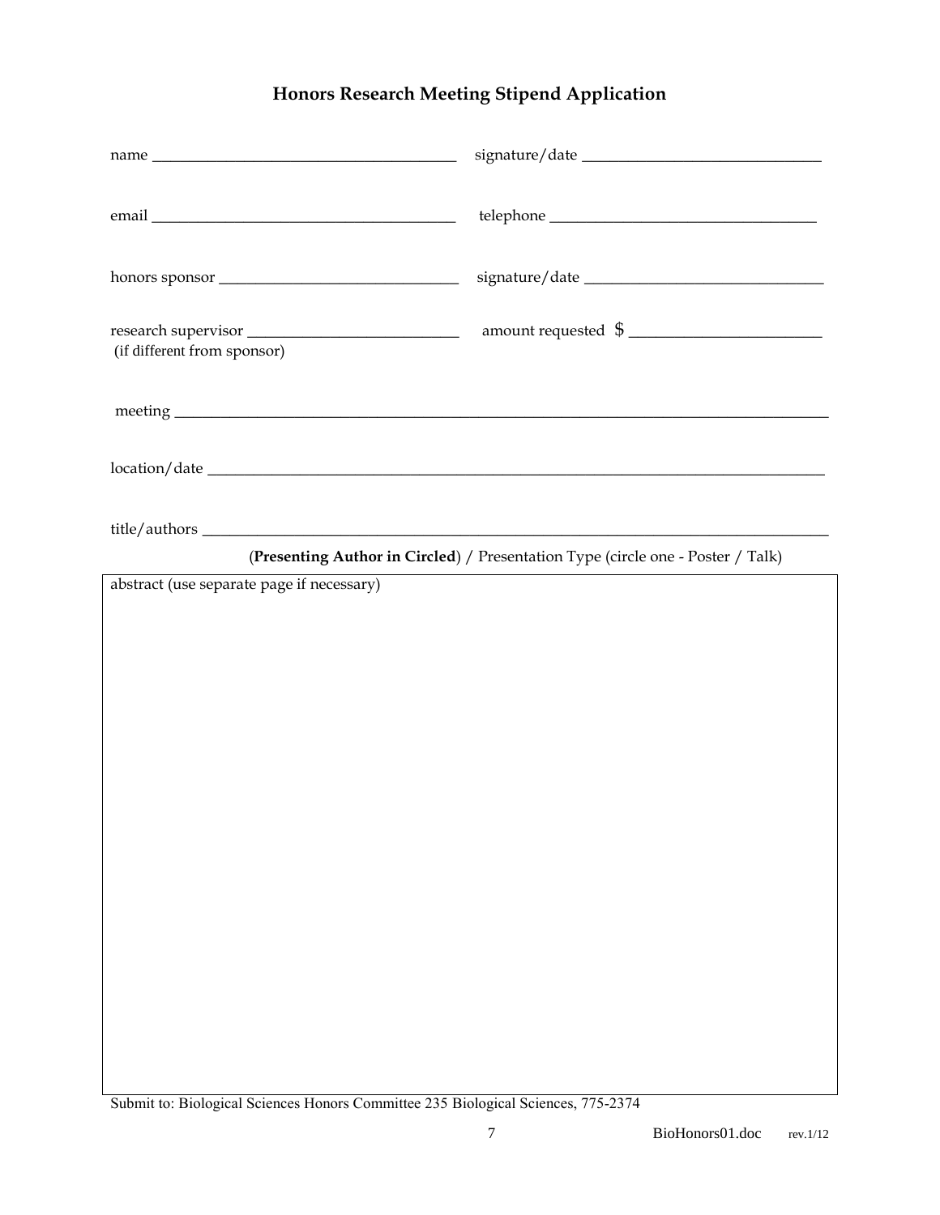# Honors Research Meeting Stipend Application

name _______________________________________ signature/date _______________________________

email _______________________________________ telephone __________________________________

honors sponsor ______________________________ signature/date _______________________________

research supervisor __________________________ amount requested $ ________________________
(if different from sponsor)

meeting ______________________________________________________________________________

location/date __________________________________________________________________________

title/authors __________________________________________________________________________

(**Presenting Author in Circled**) / Presentation Type (circle one - Poster / Talk)

abstract (use separate page if necessary)

Submit to: Biological Sciences Honors Committee 235 Biological Sciences, 775-2374

BioHonors01.doc rev.1/12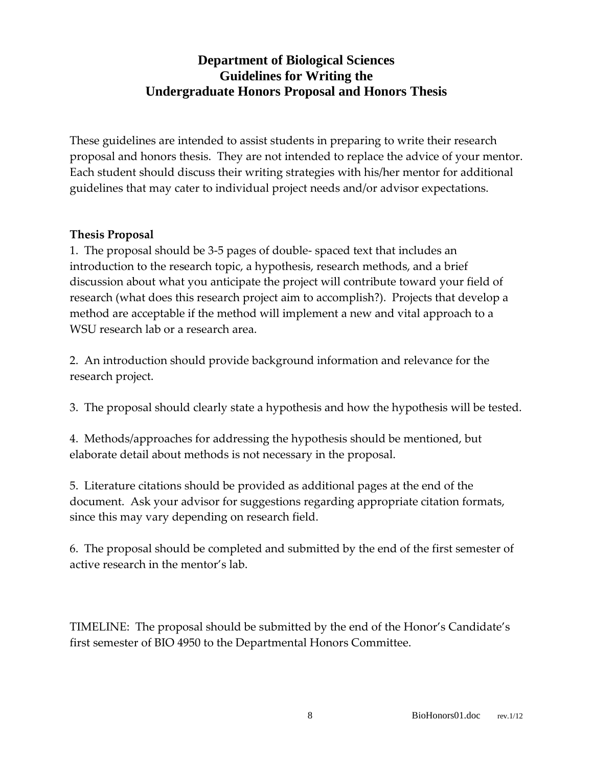# Department of Biological Sciences
# Guidelines for Writing the
# Undergraduate Honors Proposal and Honors Thesis

These guidelines are intended to assist students in preparing to write their research proposal and honors thesis. They are not intended to replace the advice of your mentor. Each student should discuss their writing strategies with his/her mentor for additional guidelines that may cater to individual project needs and/or advisor expectations.

**Thesis Proposal**

1. The proposal should be 3-5 pages of double- spaced text that includes an introduction to the research topic, a hypothesis, research methods, and a brief discussion about what you anticipate the project will contribute toward your field of research (what does this research project aim to accomplish?). Projects that develop a method are acceptable if the method will implement a new and vital approach to a WSU research lab or a research area.

2. An introduction should provide background information and relevance for the research project.

3. The proposal should clearly state a hypothesis and how the hypothesis will be tested.

4. Methods/approaches for addressing the hypothesis should be mentioned, but elaborate detail about methods is not necessary in the proposal.

5. Literature citations should be provided as additional pages at the end of the document. Ask your advisor for suggestions regarding appropriate citation formats, since this may vary depending on research field.

6. The proposal should be completed and submitted by the end of the first semester of active research in the mentor's lab.

TIMELINE: The proposal should be submitted by the end of the Honor's Candidate's first semester of BIO 4950 to the Departmental Honors Committee.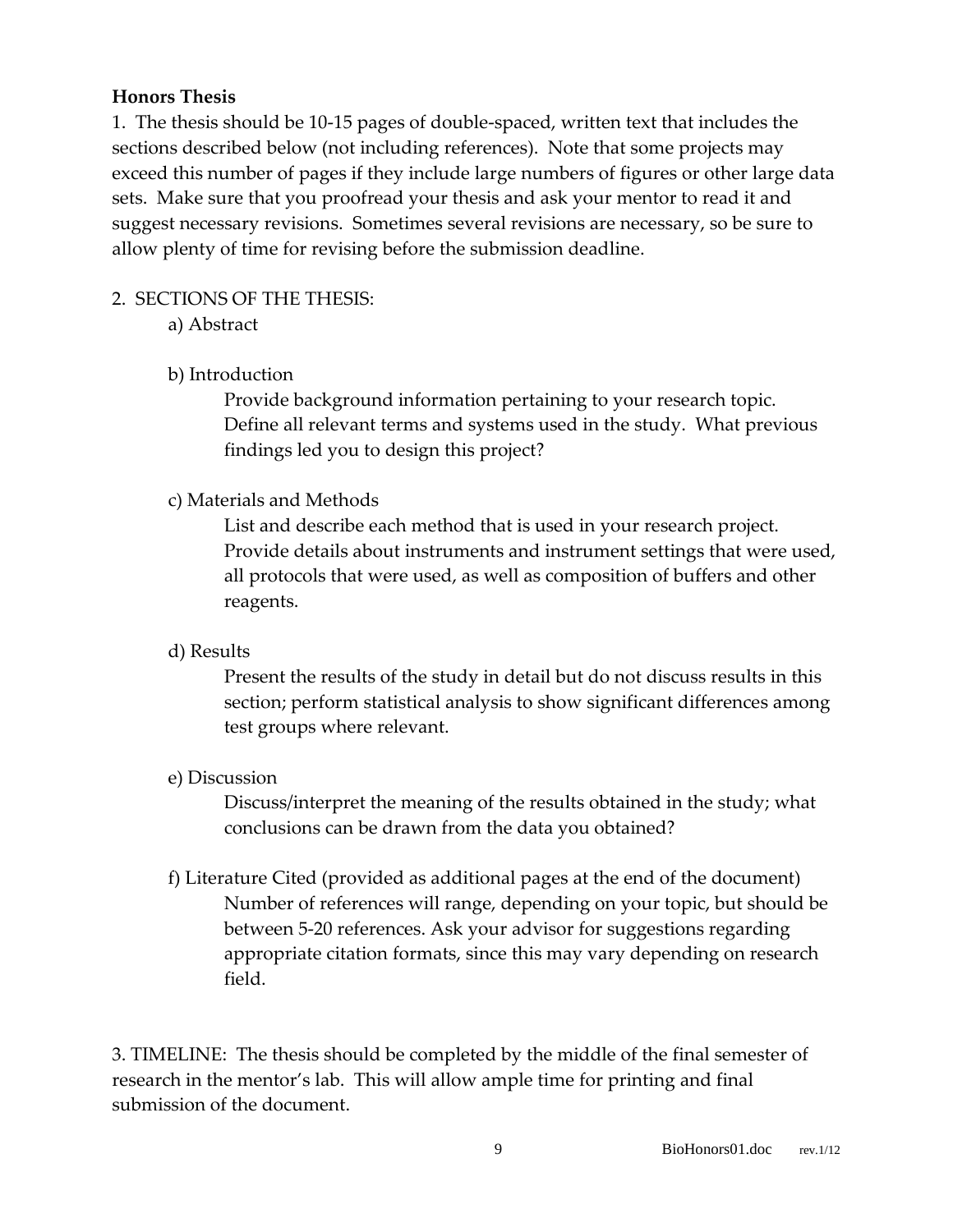**Honors Thesis**

1. The thesis should be 10-15 pages of double-spaced, written text that includes the sections described below (not including references). Note that some projects may exceed this number of pages if they include large numbers of figures or other large data sets. Make sure that you proofread your thesis and ask your mentor to read it and suggest necessary revisions. Sometimes several revisions are necessary, so be sure to allow plenty of time for revising before the submission deadline.

2. SECTIONS OF THE THESIS:

a) Abstract

b) Introduction

Provide background information pertaining to your research topic. Define all relevant terms and systems used in the study. What previous findings led you to design this project?

c) Materials and Methods

List and describe each method that is used in your research project. Provide details about instruments and instrument settings that were used, all protocols that were used, as well as composition of buffers and other reagents.

d) Results

Present the results of the study in detail but do not discuss results in this section; perform statistical analysis to show significant differences among test groups where relevant.

e) Discussion

Discuss/interpret the meaning of the results obtained in the study; what conclusions can be drawn from the data you obtained?

f) Literature Cited (provided as additional pages at the end of the document)

Number of references will range, depending on your topic, but should be between 5-20 references. Ask your advisor for suggestions regarding appropriate citation formats, since this may vary depending on research field.

3. TIMELINE: The thesis should be completed by the middle of the final semester of research in the mentor's lab. This will allow ample time for printing and final submission of the document.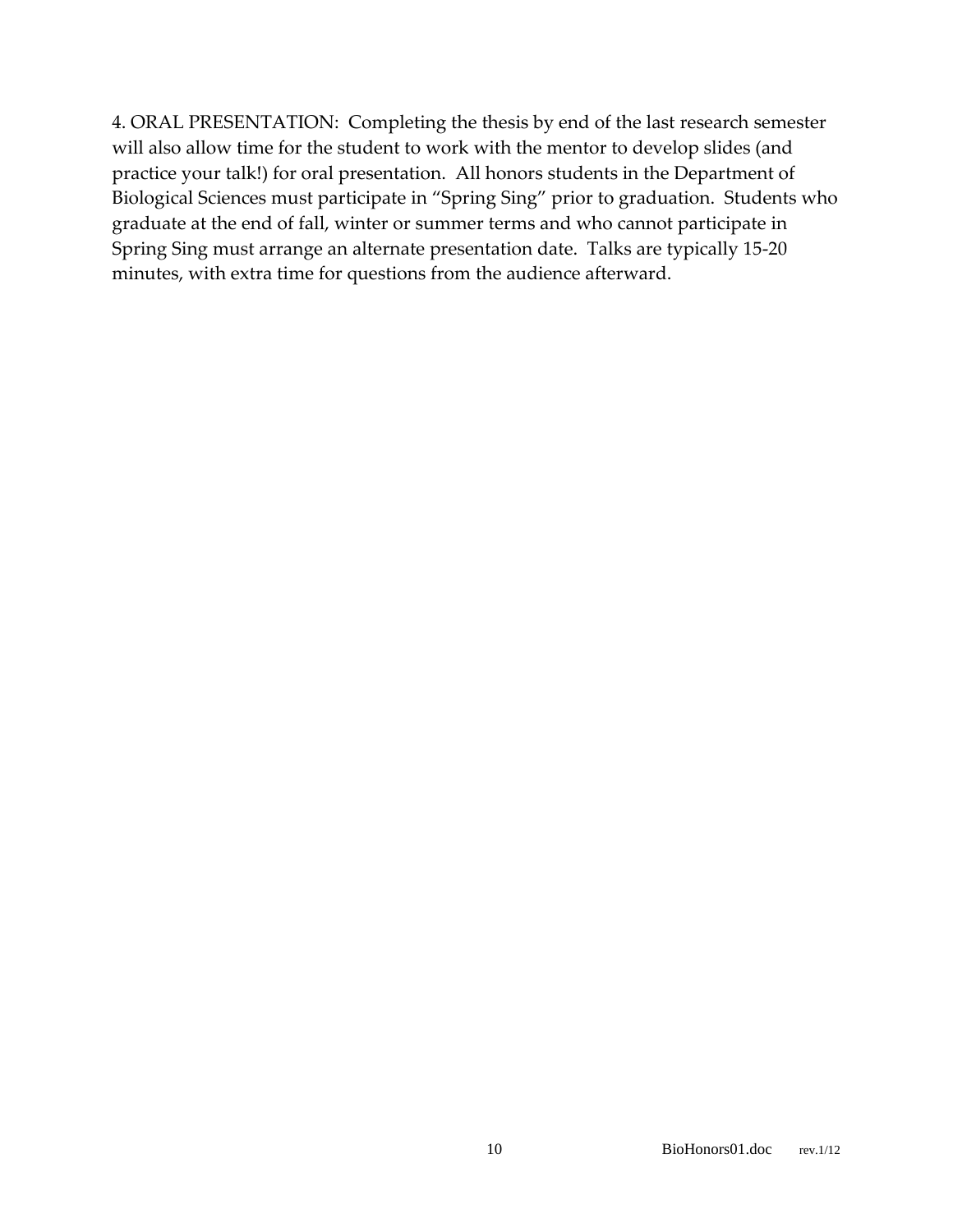4. ORAL PRESENTATION: Completing the thesis by end of the last research semester will also allow time for the student to work with the mentor to develop slides (and practice your talk!) for oral presentation. All honors students in the Department of Biological Sciences must participate in "Spring Sing" prior to graduation. Students who graduate at the end of fall, winter or summer terms and who cannot participate in Spring Sing must arrange an alternate presentation date. Talks are typically 15-20 minutes, with extra time for questions from the audience afterward.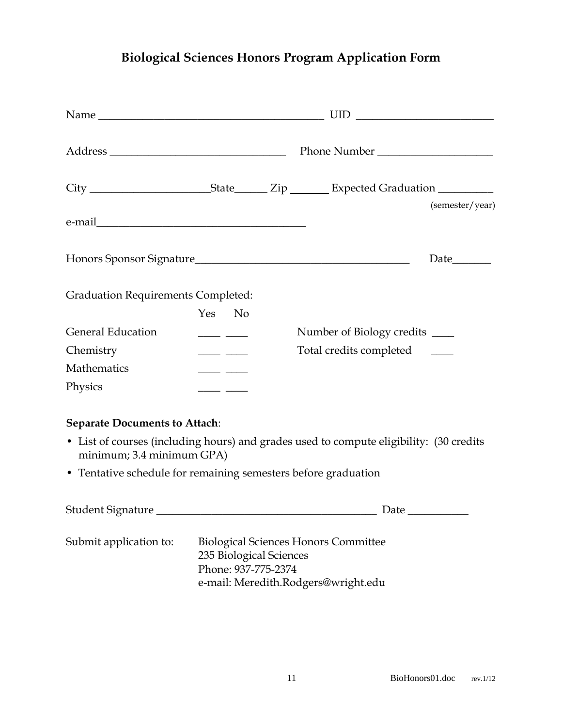# Biological Sciences Honors Program Application Form

Name ________________________________________ UID ________________________

Address ______________________________ Phone Number ____________________

City ____________________State______ Zip _______ Expected Graduation __________ (semester/year)

e-mail_____________________________________

Honors Sponsor Signature______________________________________ Date_______

Graduation Requirements Completed:

| | Yes | No |
|---|---|---|
| General Education | ____ | ____ |
| Chemistry | ____ | ____ |
| Mathematics | ____ | ____ |
| Physics | ____ | ____ |

Number of Biology credits ____

Total credits completed ____

**Separate Documents to Attach**:

- List of courses (including hours) and grades used to compute eligibility: (30 credits minimum; 3.4 minimum GPA)
- Tentative schedule for remaining semesters before graduation

Student Signature ________________________________________ Date ___________

Submit application to: Biological Sciences Honors Committee
235 Biological Sciences
Phone: 937-775-2374
e-mail: Meredith.Rodgers@wright.edu

BioHonors01.doc rev.1/12